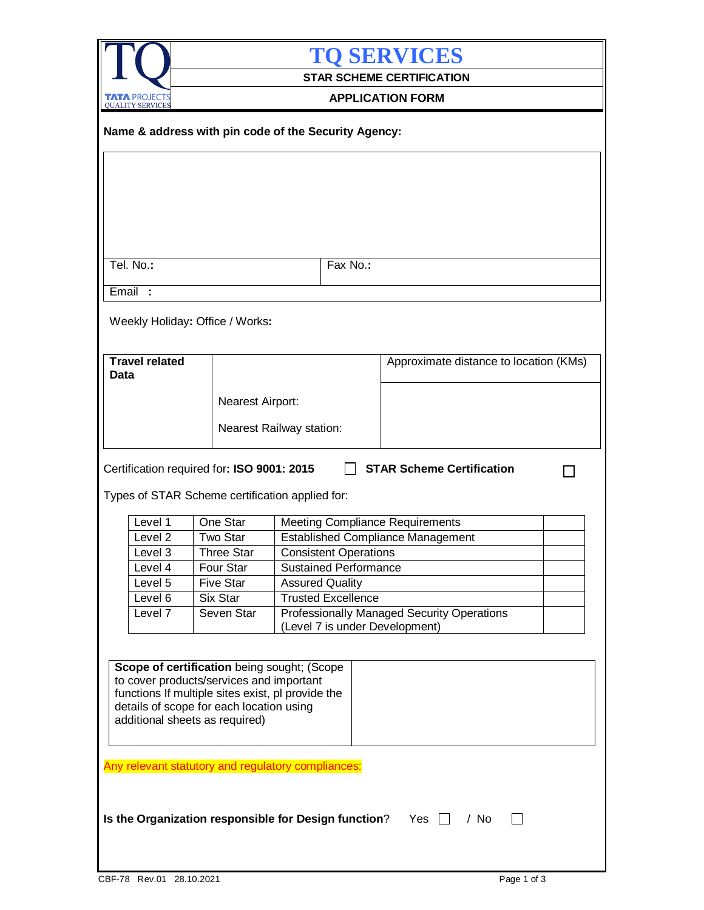# TQ SERVICES

**STAR SCHEME CERTIFICATION**

**APPLICATION FORM**

TATA PROJECTS QUALITY SERVICES

**Name & address with pin code of the Security Agency:**

| | |
|---|---|
| Tel. No.**:** | Fax No.**:** |
| Email **:** | |

Weekly Holiday**:** Office / Works**:**

| **Travel related Data** | | Approximate distance to location (KMs) |
|---|---|---|
| | Nearest Airport: | |
| | Nearest Railway station: | |

Certification required for**: ISO 9001: 2015** ☐ **STAR Scheme Certification** ☐

Types of STAR Scheme certification applied for:

| | | | |
|---|---|---|---|
| Level 1 | One Star | Meeting Compliance Requirements | |
| Level 2 | Two Star | Established Compliance Management | |
| Level 3 | Three Star | Consistent Operations | |
| Level 4 | Four Star | Sustained Performance | |
| Level 5 | Five Star | Assured Quality | |
| Level 6 | Six Star | Trusted Excellence | |
| Level 7 | Seven Star | Professionally Managed Security Operations (Level 7 is under Development) | |

| | |
|---|---|
| **Scope of certification** being sought; (Scope to cover products/services and important functions If multiple sites exist, pl provide the details of scope for each location using additional sheets as required) | |

Any relevant statutory and regulatory compliances:

**Is the Organization responsible for Design function**? Yes ☐ / No ☐

CBF-78 Rev.01 28.10.2021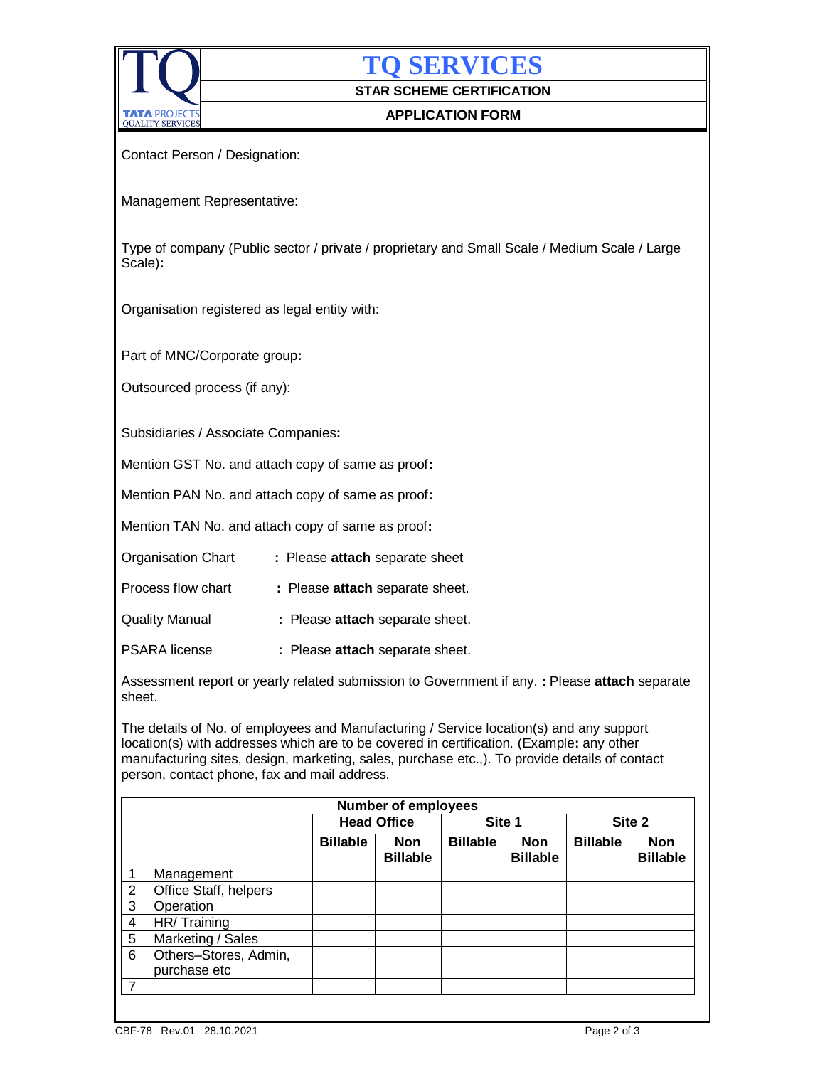# TQ SERVICES

**STAR SCHEME CERTIFICATION**

**APPLICATION FORM**

Contact Person / Designation:

Management Representative:

Type of company (Public sector / private / proprietary and Small Scale / Medium Scale / Large Scale)**:**

Organisation registered as legal entity with:

Part of MNC/Corporate group**:**

Outsourced process (if any):

Subsidiaries / Associate Companies**:**

Mention GST No. and attach copy of same as proof**:**

Mention PAN No. and attach copy of same as proof**:**

Mention TAN No. and attach copy of same as proof**:**

Organisation Chart **:** Please **attach** separate sheet

Process flow chart **:** Please **attach** separate sheet.

Quality Manual **:** Please **attach** separate sheet.

PSARA license **:** Please **attach** separate sheet.

Assessment report or yearly related submission to Government if any. **:** Please **attach** separate sheet.

The details of No. of employees and Manufacturing / Service location(s) and any support location(s) with addresses which are to be covered in certification. (Example**:** any other manufacturing sites, design, marketing, sales, purchase etc.,). To provide details of contact person, contact phone, fax and mail address.

| **Number of employees** | | | | | | | |
|---|---|---|---|---|---|---|---|
| | | **Head Office** | | **Site 1** | | **Site 2** | |
| | | **Billable** | **Non Billable** | **Billable** | **Non Billable** | **Billable** | **Non Billable** |
| 1 | Management | | | | | | |
| 2 | Office Staff, helpers | | | | | | |
| 3 | Operation | | | | | | |
| 4 | HR/ Training | | | | | | |
| 5 | Marketing / Sales | | | | | | |
| 6 | Others–Stores, Admin, purchase etc | | | | | | |
| 7 | | | | | | | |

CBF-78 Rev.01 28.10.2021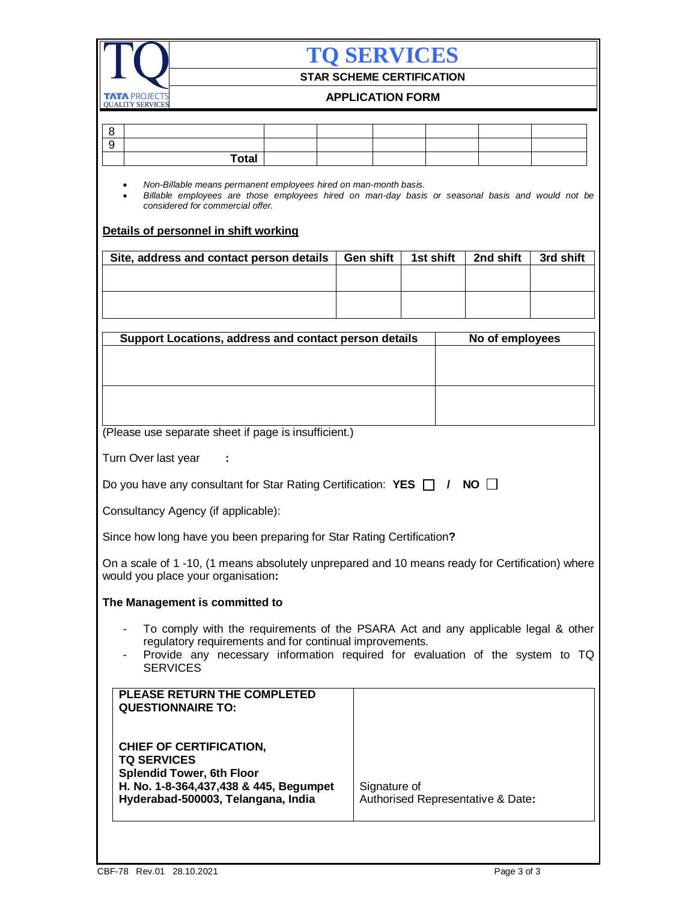# TQ SERVICES

**STAR SCHEME CERTIFICATION**

**APPLICATION FORM**

| | | | | | | | |
|---|---|---|---|---|---|---|---|
| 8 | | | | | | | |
| 9 | | | | | | | |
| | **Total** | | | | | | |

- *Non-Billable means permanent employees hired on man-month basis.*
- *Billable employees are those employees hired on man-day basis or seasonal basis and would not be considered for commercial offer.*

## Details of personnel in shift working

| Site, address and contact person details | Gen shift | 1st shift | 2nd shift | 3rd shift |
|---|---|---|---|---|
| | | | | |
| | | | | |

| Support Locations, address and contact person details | No of employees |
|---|---|
| | |
| | |

(Please use separate sheet if page is insufficient.)

Turn Over last year :

Do you have any consultant for Star Rating Certification: **YES** ☐ **/ NO** ☐

Consultancy Agency (if applicable):

Since how long have you been preparing for Star Rating Certification**?**

On a scale of 1 -10, (1 means absolutely unprepared and 10 means ready for Certification) where would you place your organisation**:**

**The Management is committed to**

- To comply with the requirements of the PSARA Act and any applicable legal & other regulatory requirements and for continual improvements.
- Provide any necessary information required for evaluation of the system to TQ SERVICES

| | |
|---|---|
| **PLEASE RETURN THE COMPLETED QUESTIONNAIRE TO:**<br><br>**CHIEF OF CERTIFICATION,**<br>**TQ SERVICES**<br>**Splendid Tower, 6th Floor**<br>**H. No. 1-8-364,437,438 & 445, Begumpet**<br>**Hyderabad-500003, Telangana, India** | Signature of<br>Authorised Representative & Date**:** |

CBF-78 Rev.01 28.10.2021